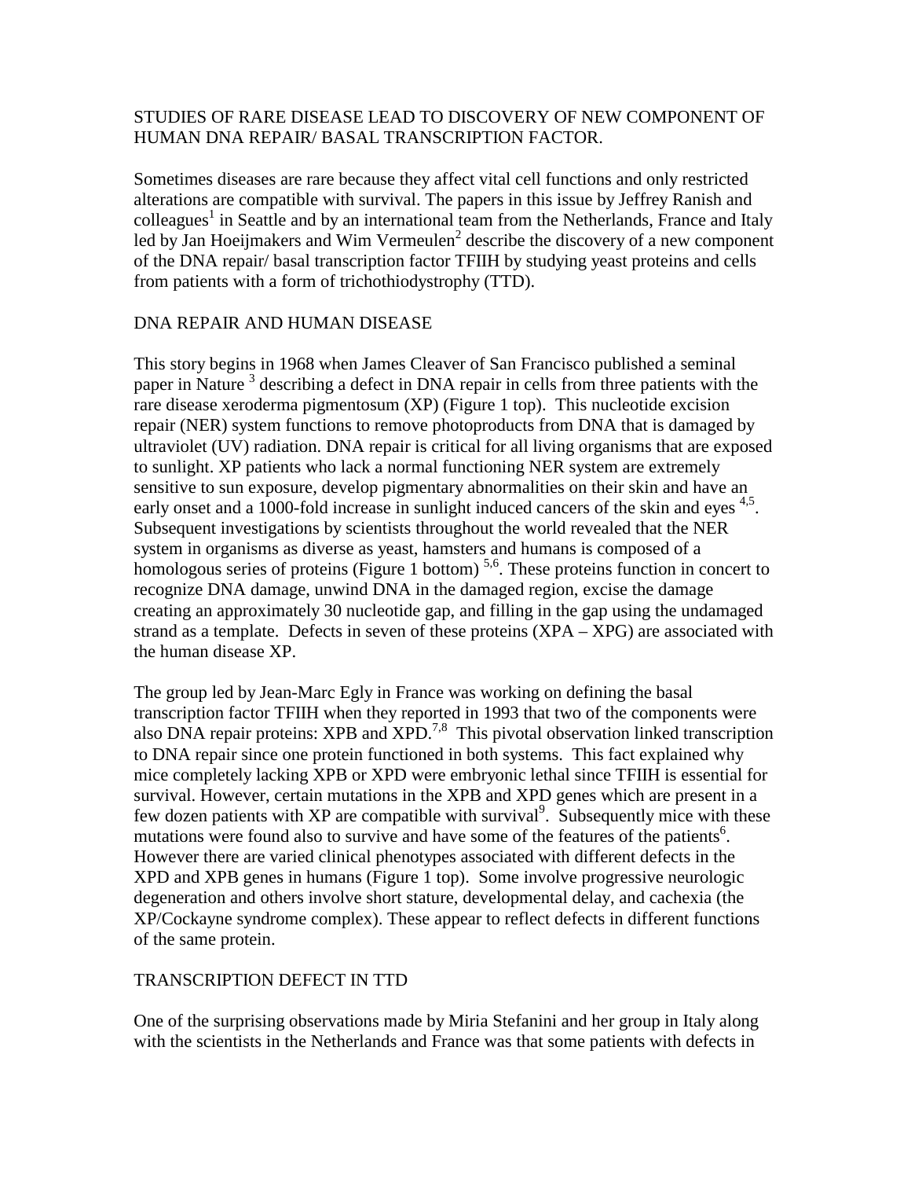# STUDIES OF RARE DISEASE LEAD TO DISCOVERY OF NEW COMPONENT OF HUMAN DNA REPAIR/ BASAL TRANSCRIPTION FACTOR.

Sometimes diseases are rare because they affect vital cell functions and only restricted alterations are compatible with survival. The papers in this issue by Jeffrey Ranish and colleagues[1] in Seattle and by an international team from the Netherlands, France and Italy led by Jan Hoeijmakers and Wim Vermeulen[2] describe the discovery of a new component of the DNA repair/ basal transcription factor TFIIH by studying yeast proteins and cells from patients with a form of trichothiodystrophy (TTD).

## DNA REPAIR AND HUMAN DISEASE

This story begins in 1968 when James Cleaver of San Francisco published a seminal paper in Nature [3] describing a defect in DNA repair in cells from three patients with the rare disease xeroderma pigmentosum (XP) (Figure 1 top). This nucleotide excision repair (NER) system functions to remove photoproducts from DNA that is damaged by ultraviolet (UV) radiation. DNA repair is critical for all living organisms that are exposed to sunlight. XP patients who lack a normal functioning NER system are extremely sensitive to sun exposure, develop pigmentary abnormalities on their skin and have an early onset and a 1000-fold increase in sunlight induced cancers of the skin and eyes [4,5]. Subsequent investigations by scientists throughout the world revealed that the NER system in organisms as diverse as yeast, hamsters and humans is composed of a homologous series of proteins (Figure 1 bottom) [5,6]. These proteins function in concert to recognize DNA damage, unwind DNA in the damaged region, excise the damage creating an approximately 30 nucleotide gap, and filling in the gap using the undamaged strand as a template. Defects in seven of these proteins (XPA – XPG) are associated with the human disease XP.

The group led by Jean-Marc Egly in France was working on defining the basal transcription factor TFIIH when they reported in 1993 that two of the components were also DNA repair proteins: XPB and XPD.[7,8] This pivotal observation linked transcription to DNA repair since one protein functioned in both systems. This fact explained why mice completely lacking XPB or XPD were embryonic lethal since TFIIH is essential for survival. However, certain mutations in the XPB and XPD genes which are present in a few dozen patients with XP are compatible with survival[9]. Subsequently mice with these mutations were found also to survive and have some of the features of the patients[6]. However there are varied clinical phenotypes associated with different defects in the XPD and XPB genes in humans (Figure 1 top). Some involve progressive neurologic degeneration and others involve short stature, developmental delay, and cachexia (the XP/Cockayne syndrome complex). These appear to reflect defects in different functions of the same protein.

## TRANSCRIPTION DEFECT IN TTD

One of the surprising observations made by Miria Stefanini and her group in Italy along with the scientists in the Netherlands and France was that some patients with defects in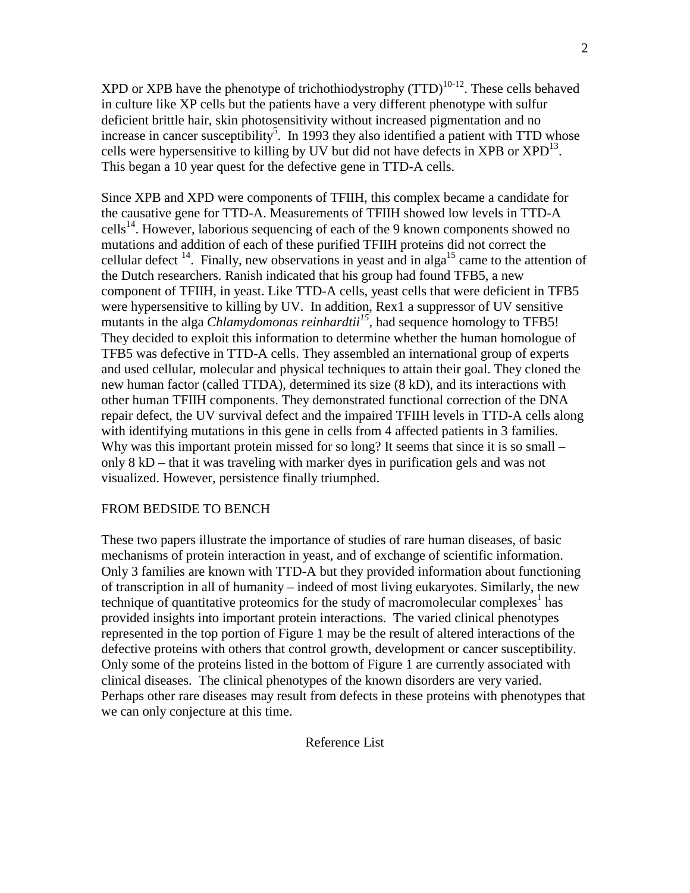XPD or XPB have the phenotype of trichothiodystrophy (TTD)[10-12]. These cells behaved in culture like XP cells but the patients have a very different phenotype with sulfur deficient brittle hair, skin photosensitivity without increased pigmentation and no increase in cancer susceptibility[5]. In 1993 they also identified a patient with TTD whose cells were hypersensitive to killing by UV but did not have defects in XPB or XPD[13]. This began a 10 year quest for the defective gene in TTD-A cells.

Since XPB and XPD were components of TFIIH, this complex became a candidate for the causative gene for TTD-A. Measurements of TFIIH showed low levels in TTD-A cells[14]. However, laborious sequencing of each of the 9 known components showed no mutations and addition of each of these purified TFIIH proteins did not correct the cellular defect [14]. Finally, new observations in yeast and in alga[15] came to the attention of the Dutch researchers. Ranish indicated that his group had found TFB5, a new component of TFIIH, in yeast. Like TTD-A cells, yeast cells that were deficient in TFB5 were hypersensitive to killing by UV. In addition, Rex1 a suppressor of UV sensitive mutants in the alga *Chlamydomonas reinhardtii*[15], had sequence homology to TFB5! They decided to exploit this information to determine whether the human homologue of TFB5 was defective in TTD-A cells. They assembled an international group of experts and used cellular, molecular and physical techniques to attain their goal. They cloned the new human factor (called TTDA), determined its size (8 kD), and its interactions with other human TFIIH components. They demonstrated functional correction of the DNA repair defect, the UV survival defect and the impaired TFIIH levels in TTD-A cells along with identifying mutations in this gene in cells from 4 affected patients in 3 families. Why was this important protein missed for so long? It seems that since it is so small – only 8 kD – that it was traveling with marker dyes in purification gels and was not visualized. However, persistence finally triumphed.

## FROM BEDSIDE TO BENCH

These two papers illustrate the importance of studies of rare human diseases, of basic mechanisms of protein interaction in yeast, and of exchange of scientific information. Only 3 families are known with TTD-A but they provided information about functioning of transcription in all of humanity – indeed of most living eukaryotes. Similarly, the new technique of quantitative proteomics for the study of macromolecular complexes[1] has provided insights into important protein interactions. The varied clinical phenotypes represented in the top portion of Figure 1 may be the result of altered interactions of the defective proteins with others that control growth, development or cancer susceptibility. Only some of the proteins listed in the bottom of Figure 1 are currently associated with clinical diseases. The clinical phenotypes of the known disorders are very varied. Perhaps other rare diseases may result from defects in these proteins with phenotypes that we can only conjecture at this time.

## Reference List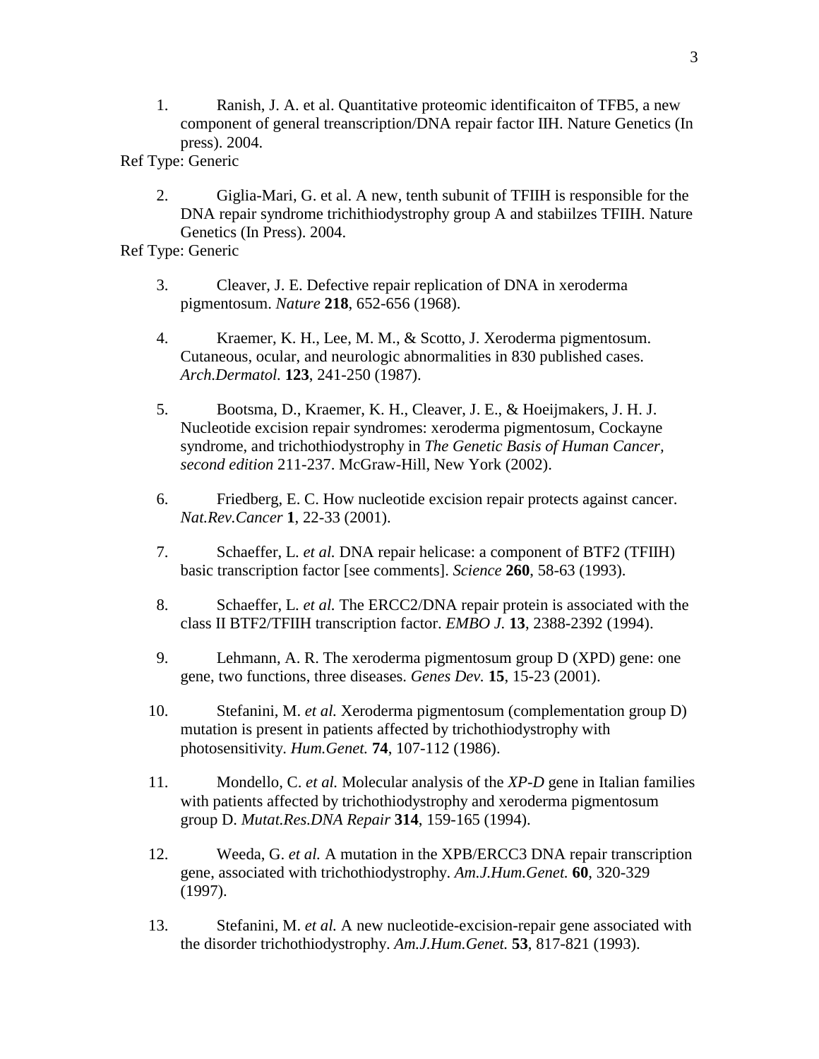1. Ranish, J. A. et al. Quantitative proteomic identificaiton of TFB5, a new component of general treanscription/DNA repair factor IIH. Nature Genetics (In press). 2004.

Ref Type: Generic

2. Giglia-Mari, G. et al. A new, tenth subunit of TFIIH is responsible for the DNA repair syndrome trichithiodystrophy group A and stabiilzes TFIIH. Nature Genetics (In Press). 2004.

Ref Type: Generic

3. Cleaver, J. E. Defective repair replication of DNA in xeroderma pigmentosum. *Nature* **218**, 652-656 (1968).

4. Kraemer, K. H., Lee, M. M., & Scotto, J. Xeroderma pigmentosum. Cutaneous, ocular, and neurologic abnormalities in 830 published cases. *Arch.Dermatol.* **123**, 241-250 (1987).

5. Bootsma, D., Kraemer, K. H., Cleaver, J. E., & Hoeijmakers, J. H. J. Nucleotide excision repair syndromes: xeroderma pigmentosum, Cockayne syndrome, and trichothiodystrophy in *The Genetic Basis of Human Cancer, second edition* 211-237. McGraw-Hill, New York (2002).

6. Friedberg, E. C. How nucleotide excision repair protects against cancer. *Nat.Rev.Cancer* **1**, 22-33 (2001).

7. Schaeffer, L. *et al.* DNA repair helicase: a component of BTF2 (TFIIH) basic transcription factor [see comments]. *Science* **260**, 58-63 (1993).

8. Schaeffer, L. *et al.* The ERCC2/DNA repair protein is associated with the class II BTF2/TFIIH transcription factor. *EMBO J.* **13**, 2388-2392 (1994).

9. Lehmann, A. R. The xeroderma pigmentosum group D (XPD) gene: one gene, two functions, three diseases. *Genes Dev.* **15**, 15-23 (2001).

10. Stefanini, M. *et al.* Xeroderma pigmentosum (complementation group D) mutation is present in patients affected by trichothiodystrophy with photosensitivity. *Hum.Genet.* **74**, 107-112 (1986).

11. Mondello, C. *et al.* Molecular analysis of the *XP-D* gene in Italian families with patients affected by trichothiodystrophy and xeroderma pigmentosum group D. *Mutat.Res.DNA Repair* **314**, 159-165 (1994).

12. Weeda, G. *et al.* A mutation in the XPB/ERCC3 DNA repair transcription gene, associated with trichothiodystrophy. *Am.J.Hum.Genet.* **60**, 320-329 (1997).

13. Stefanini, M. *et al.* A new nucleotide-excision-repair gene associated with the disorder trichothiodystrophy. *Am.J.Hum.Genet.* **53**, 817-821 (1993).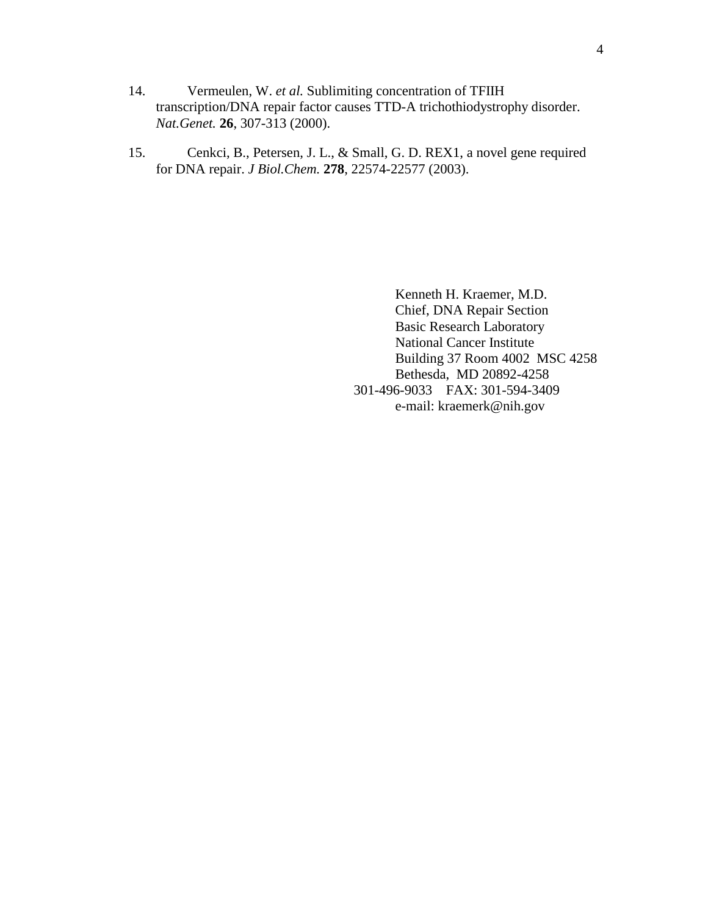14. Vermeulen, W. *et al.* Sublimiting concentration of TFIIH transcription/DNA repair factor causes TTD-A trichothiodystrophy disorder. *Nat.Genet.* **26**, 307-313 (2000).

15. Cenkci, B., Petersen, J. L., & Small, G. D. REX1, a novel gene required for DNA repair. *J Biol.Chem.* **278**, 22574-22577 (2003).

Kenneth H. Kraemer, M.D.
Chief, DNA Repair Section
Basic Research Laboratory
National Cancer Institute
Building 37 Room 4002 MSC 4258
Bethesda, MD 20892-4258
301-496-9033 FAX: 301-594-3409
e-mail: kraemerk@nih.gov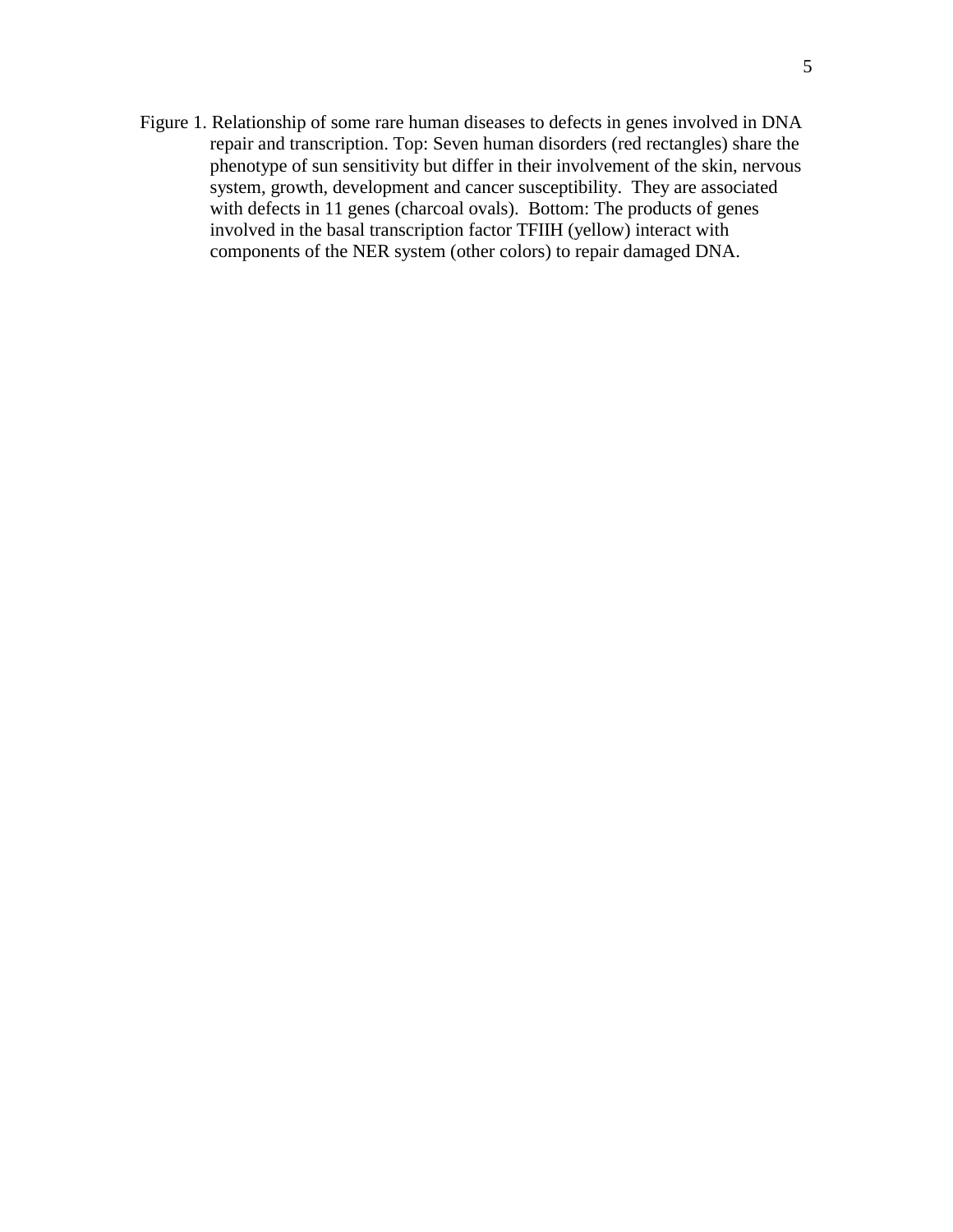Figure 1. Relationship of some rare human diseases to defects in genes involved in DNA repair and transcription. Top: Seven human disorders (red rectangles) share the phenotype of sun sensitivity but differ in their involvement of the skin, nervous system, growth, development and cancer susceptibility. They are associated with defects in 11 genes (charcoal ovals). Bottom: The products of genes involved in the basal transcription factor TFIIH (yellow) interact with components of the NER system (other colors) to repair damaged DNA.